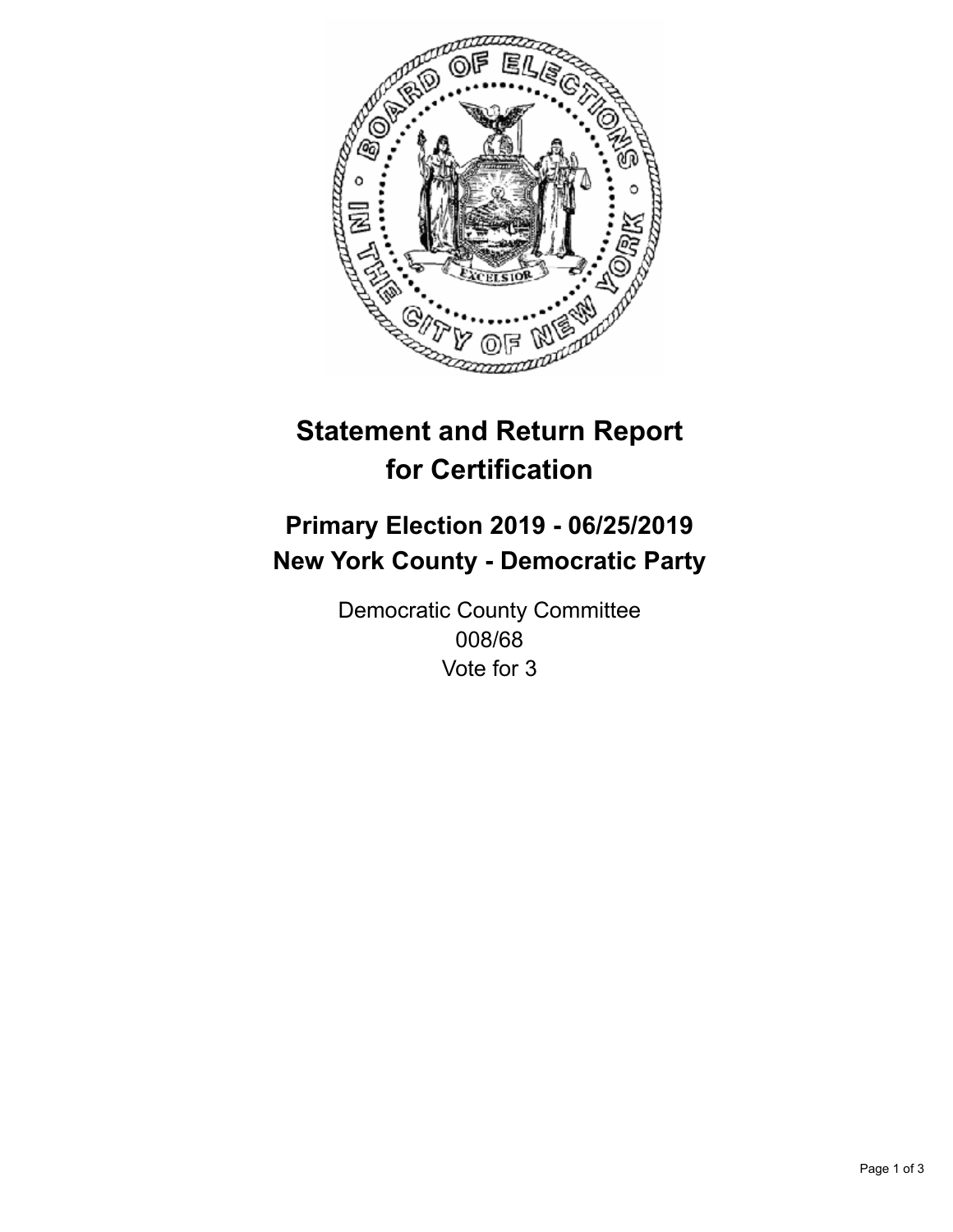# Statement and Return Report for Certification

## Primary Election 2019 - 06/25/2019
## New York County - Democratic Party

Democratic County Committee
008/68
Vote for 3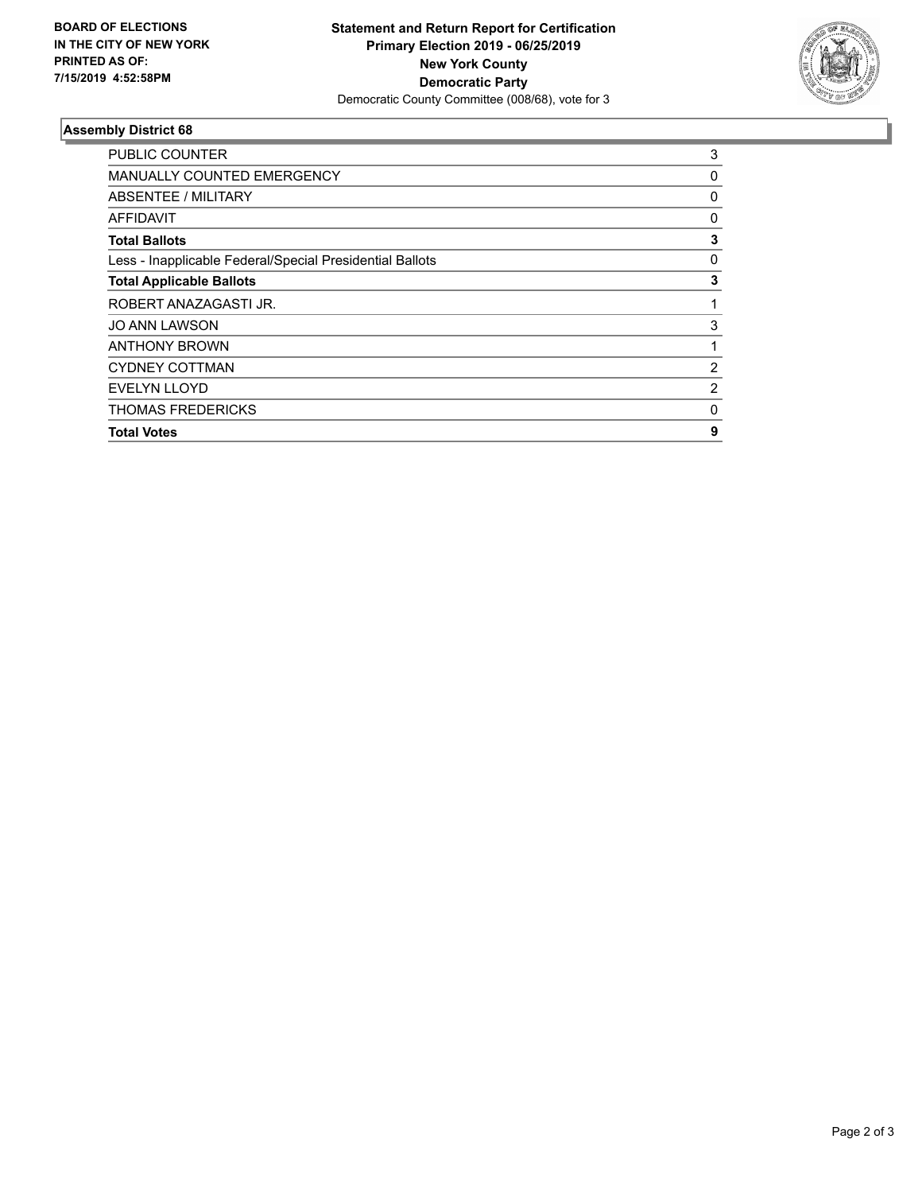**BOARD OF ELECTIONS IN THE CITY OF NEW YORK PRINTED AS OF: 7/15/2019 4:52:58PM**

**Statement and Return Report for Certification**
**Primary Election 2019 - 06/25/2019**
**New York County**
**Democratic Party**
Democratic County Committee (008/68), vote for 3

### Assembly District 68

| | |
|---|---|
| PUBLIC COUNTER | 3 |
| MANUALLY COUNTED EMERGENCY | 0 |
| ABSENTEE / MILITARY | 0 |
| AFFIDAVIT | 0 |
| **Total Ballots** | **3** |
| Less - Inapplicable Federal/Special Presidential Ballots | 0 |
| **Total Applicable Ballots** | **3** |
| ROBERT ANAZAGASTI JR. | 1 |
| JO ANN LAWSON | 3 |
| ANTHONY BROWN | 1 |
| CYDNEY COTTMAN | 2 |
| EVELYN LLOYD | 2 |
| THOMAS FREDERICKS | 0 |
| **Total Votes** | **9** |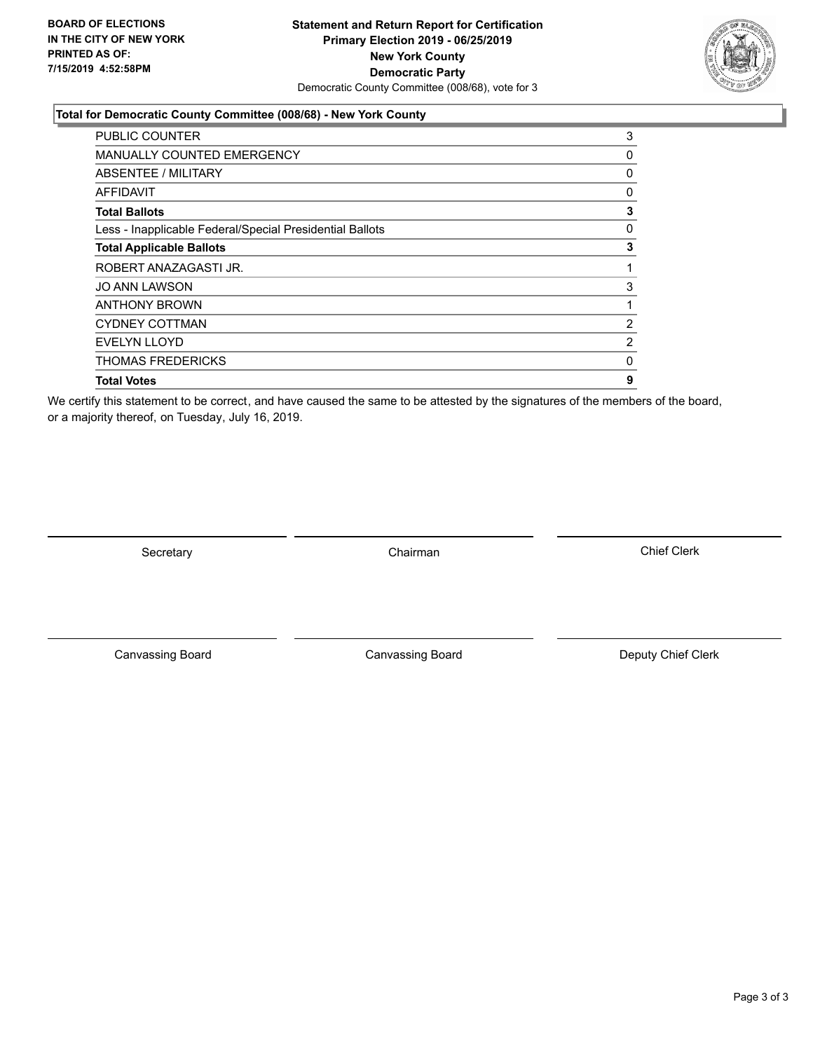**BOARD OF ELECTIONS IN THE CITY OF NEW YORK PRINTED AS OF: 7/15/2019 4:52:58PM**

**Statement and Return Report for Certification Primary Election 2019 - 06/25/2019 New York County Democratic Party**

Democratic County Committee (008/68), vote for 3

### Total for Democratic County Committee (008/68) - New York County

| | |
|---|---|
| PUBLIC COUNTER | 3 |
| MANUALLY COUNTED EMERGENCY | 0 |
| ABSENTEE / MILITARY | 0 |
| AFFIDAVIT | 0 |
| **Total Ballots** | **3** |
| Less - Inapplicable Federal/Special Presidential Ballots | 0 |
| **Total Applicable Ballots** | **3** |
| ROBERT ANAZAGASTI JR. | 1 |
| JO ANN LAWSON | 3 |
| ANTHONY BROWN | 1 |
| CYDNEY COTTMAN | 2 |
| EVELYN LLOYD | 2 |
| THOMAS FREDERICKS | 0 |
| **Total Votes** | **9** |

We certify this statement to be correct, and have caused the same to be attested by the signatures of the members of the board, or a majority thereof, on Tuesday, July 16, 2019.

Secretary

Chairman

Chief Clerk

Canvassing Board

Canvassing Board

Deputy Chief Clerk